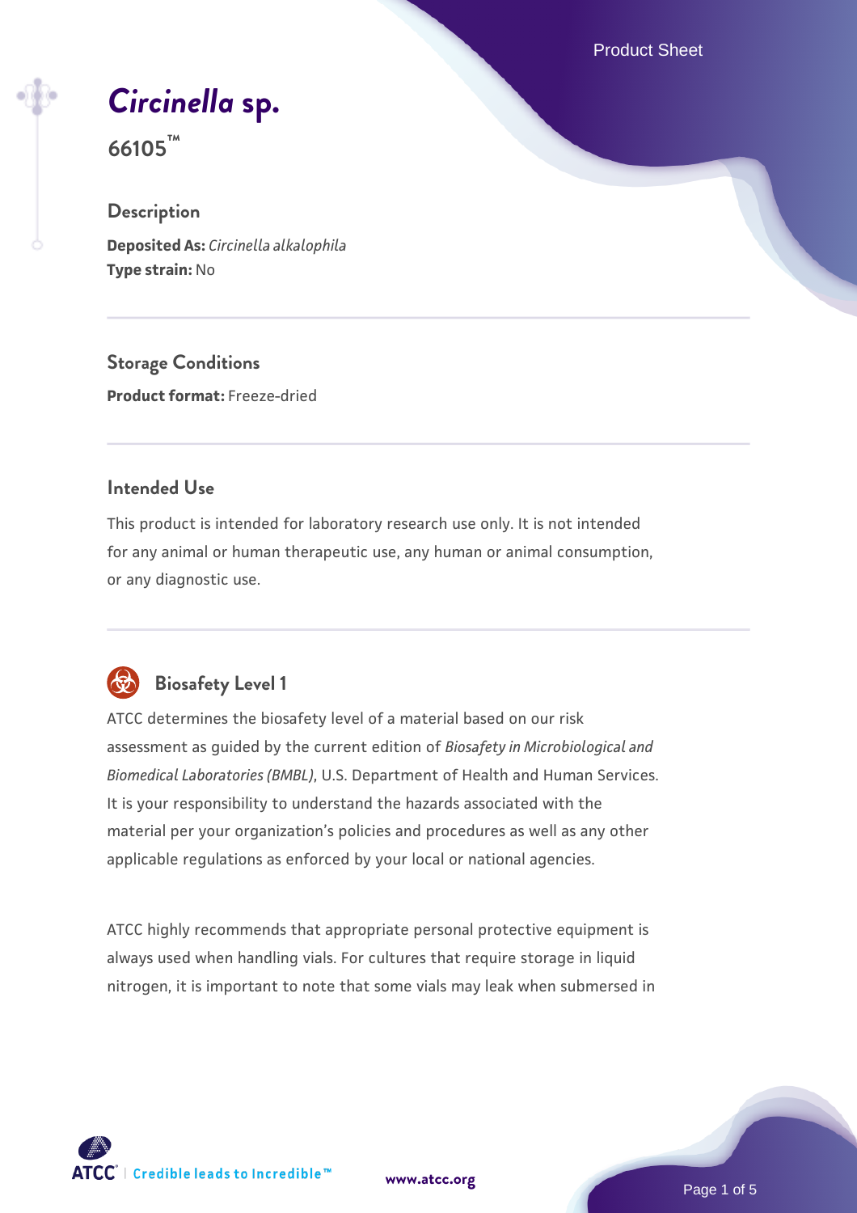# *Circinella* sp.

**66105™**

## Description

**Deposited As:** *Circinella alkalophila*
**Type strain:** No

## Storage Conditions

**Product format:** Freeze-dried

## Intended Use

This product is intended for laboratory research use only. It is not intended for any animal or human therapeutic use, any human or animal consumption, or any diagnostic use.

## Biosafety Level 1

ATCC determines the biosafety level of a material based on our risk assessment as guided by the current edition of *Biosafety in Microbiological and Biomedical Laboratories (BMBL)*, U.S. Department of Health and Human Services. It is your responsibility to understand the hazards associated with the material per your organization's policies and procedures as well as any other applicable regulations as enforced by your local or national agencies.

ATCC highly recommends that appropriate personal protective equipment is always used when handling vials. For cultures that require storage in liquid nitrogen, it is important to note that some vials may leak when submersed in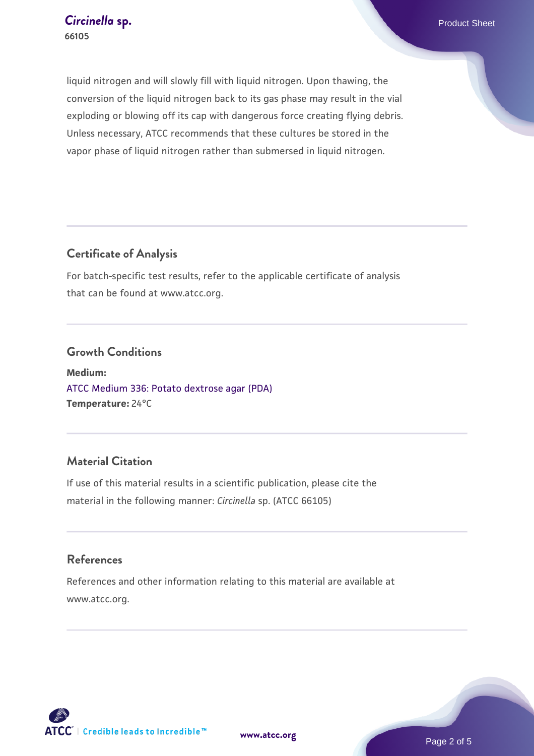liquid nitrogen and will slowly fill with liquid nitrogen. Upon thawing, the conversion of the liquid nitrogen back to its gas phase may result in the vial exploding or blowing off its cap with dangerous force creating flying debris. Unless necessary, ATCC recommends that these cultures be stored in the vapor phase of liquid nitrogen rather than submersed in liquid nitrogen.

## Certificate of Analysis

For batch-specific test results, refer to the applicable certificate of analysis that can be found at www.atcc.org.

## Growth Conditions

**Medium:**
ATCC Medium 336: Potato dextrose agar (PDA)
**Temperature:** 24°C

## Material Citation

If use of this material results in a scientific publication, please cite the material in the following manner: *Circinella* sp. (ATCC 66105)

## References

References and other information relating to this material are available at www.atcc.org.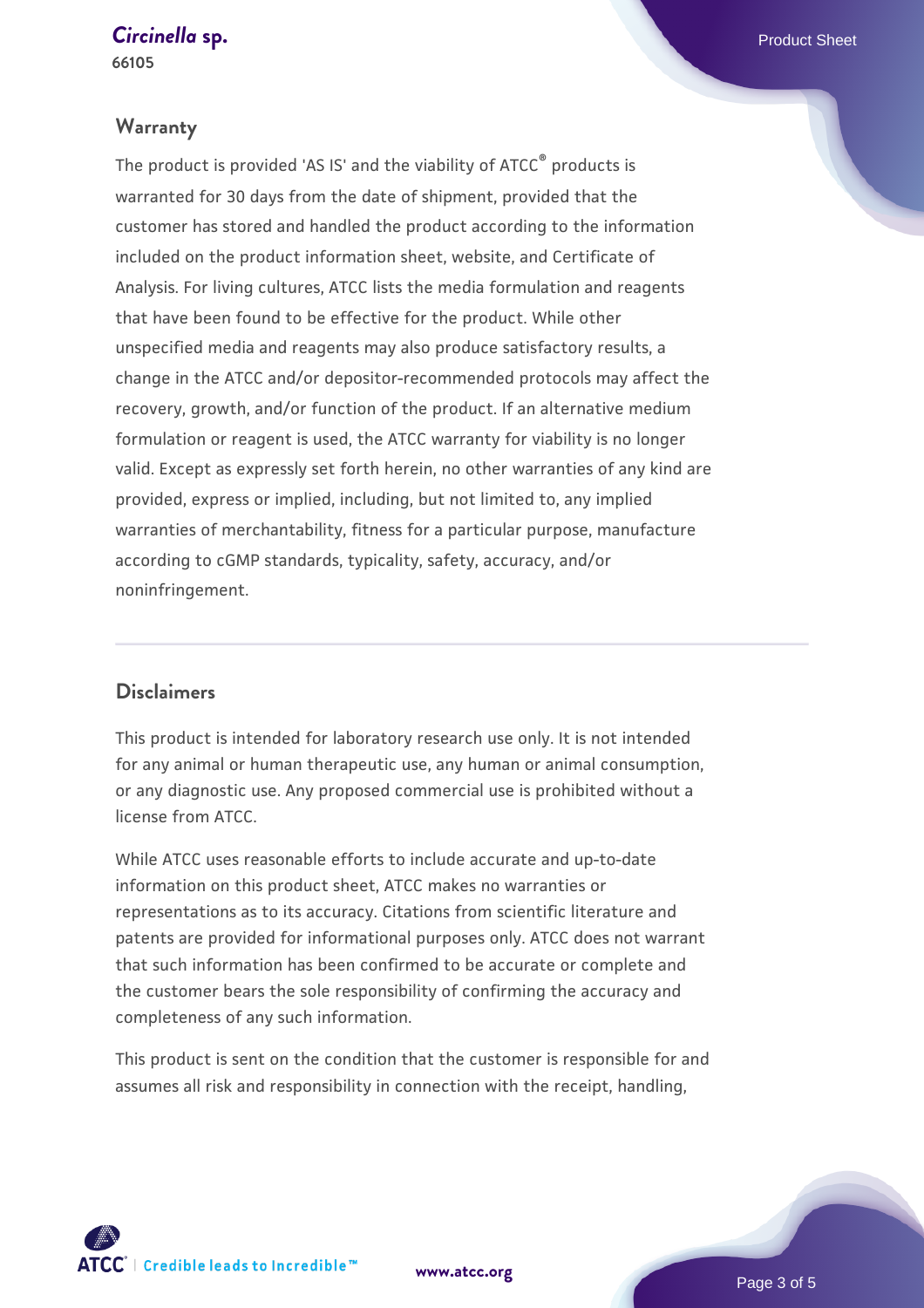## Warranty

The product is provided 'AS IS' and the viability of ATCC® products is warranted for 30 days from the date of shipment, provided that the customer has stored and handled the product according to the information included on the product information sheet, website, and Certificate of Analysis. For living cultures, ATCC lists the media formulation and reagents that have been found to be effective for the product. While other unspecified media and reagents may also produce satisfactory results, a change in the ATCC and/or depositor-recommended protocols may affect the recovery, growth, and/or function of the product. If an alternative medium formulation or reagent is used, the ATCC warranty for viability is no longer valid. Except as expressly set forth herein, no other warranties of any kind are provided, express or implied, including, but not limited to, any implied warranties of merchantability, fitness for a particular purpose, manufacture according to cGMP standards, typicality, safety, accuracy, and/or noninfringement.

## Disclaimers

This product is intended for laboratory research use only. It is not intended for any animal or human therapeutic use, any human or animal consumption, or any diagnostic use. Any proposed commercial use is prohibited without a license from ATCC.

While ATCC uses reasonable efforts to include accurate and up-to-date information on this product sheet, ATCC makes no warranties or representations as to its accuracy. Citations from scientific literature and patents are provided for informational purposes only. ATCC does not warrant that such information has been confirmed to be accurate or complete and the customer bears the sole responsibility of confirming the accuracy and completeness of any such information.

This product is sent on the condition that the customer is responsible for and assumes all risk and responsibility in connection with the receipt, handling,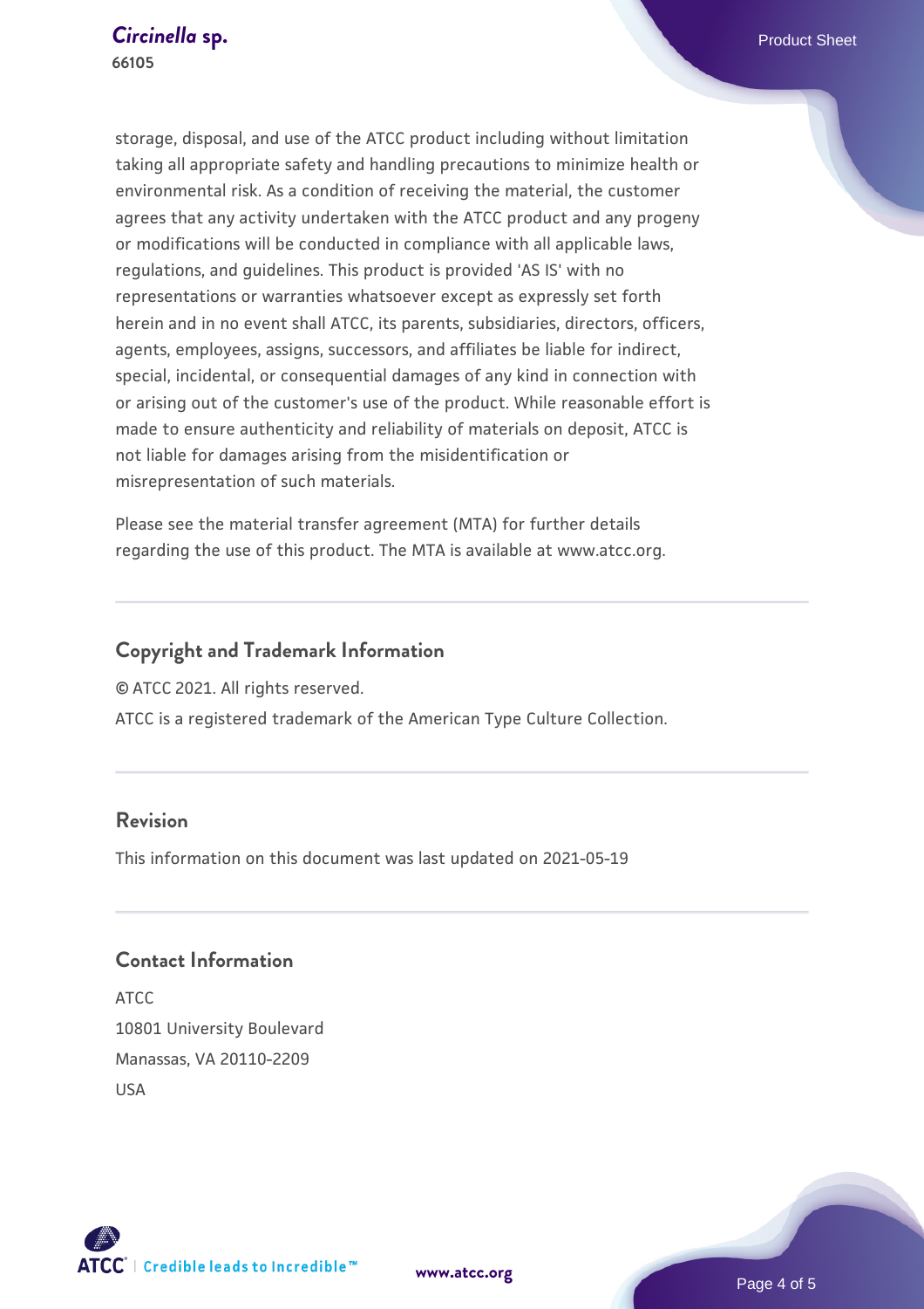storage, disposal, and use of the ATCC product including without limitation taking all appropriate safety and handling precautions to minimize health or environmental risk. As a condition of receiving the material, the customer agrees that any activity undertaken with the ATCC product and any progeny or modifications will be conducted in compliance with all applicable laws, regulations, and guidelines. This product is provided 'AS IS' with no representations or warranties whatsoever except as expressly set forth herein and in no event shall ATCC, its parents, subsidiaries, directors, officers, agents, employees, assigns, successors, and affiliates be liable for indirect, special, incidental, or consequential damages of any kind in connection with or arising out of the customer's use of the product. While reasonable effort is made to ensure authenticity and reliability of materials on deposit, ATCC is not liable for damages arising from the misidentification or misrepresentation of such materials.

Please see the material transfer agreement (MTA) for further details regarding the use of this product. The MTA is available at www.atcc.org.

## Copyright and Trademark Information

© ATCC 2021. All rights reserved.

ATCC is a registered trademark of the American Type Culture Collection.

## Revision

This information on this document was last updated on 2021-05-19

## Contact Information

ATCC
10801 University Boulevard
Manassas, VA 20110-2209
USA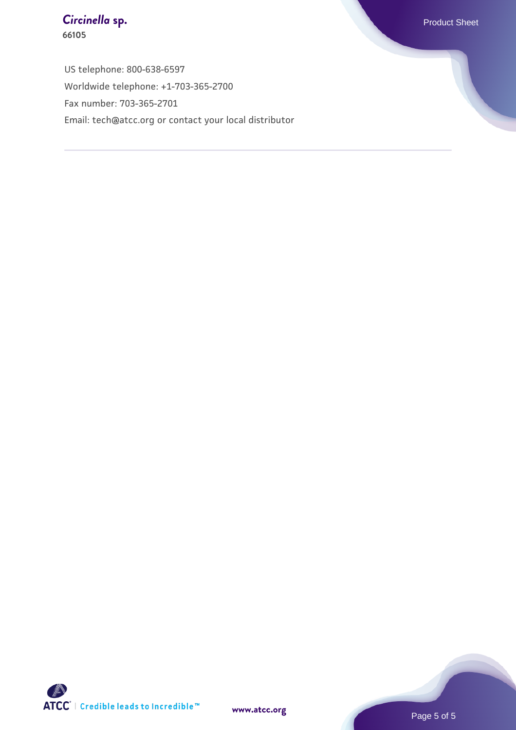US telephone: 800-638-6597

Worldwide telephone: +1-703-365-2700

Fax number: 703-365-2701

Email: tech@atcc.org or contact your local distributor